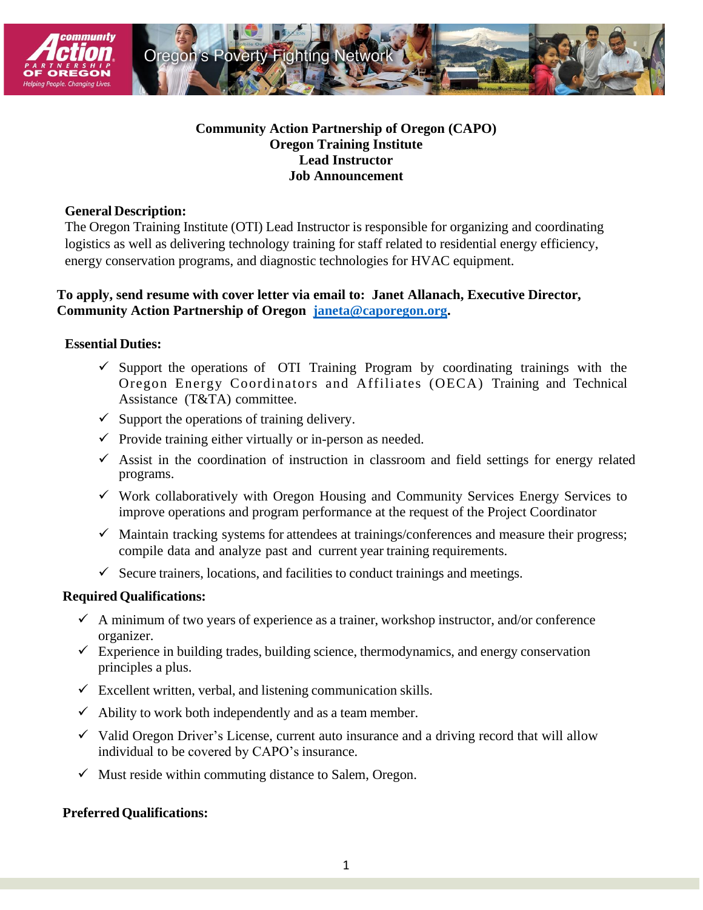# Community Action Partnership of Oregon (CAPO)
# Oregon Training Institute
# Lead Instructor
# Job Announcement

**General Description:**

The Oregon Training Institute (OTI) Lead Instructor is responsible for organizing and coordinating logistics as well as delivering technology training for staff related to residential energy efficiency, energy conservation programs, and diagnostic technologies for HVAC equipment.

**To apply, send resume with cover letter via email to: Janet Allanach, Executive Director, Community Action Partnership of Oregon [janeta@caporegon.org](mailto:janeta@caporegon.org).**

**Essential Duties:**

- ✓ Support the operations of OTI Training Program by coordinating trainings with the Oregon Energy Coordinators and Affiliates (OECA) Training and Technical Assistance (T&TA) committee.
- ✓ Support the operations of training delivery.
- ✓ Provide training either virtually or in-person as needed.
- ✓ Assist in the coordination of instruction in classroom and field settings for energy related programs.
- ✓ Work collaboratively with Oregon Housing and Community Services Energy Services to improve operations and program performance at the request of the Project Coordinator
- ✓ Maintain tracking systems for attendees at trainings/conferences and measure their progress; compile data and analyze past and current year training requirements.
- ✓ Secure trainers, locations, and facilities to conduct trainings and meetings.

**Required Qualifications:**

- ✓ A minimum of two years of experience as a trainer, workshop instructor, and/or conference organizer.
- ✓ Experience in building trades, building science, thermodynamics, and energy conservation principles a plus.
- ✓ Excellent written, verbal, and listening communication skills.
- ✓ Ability to work both independently and as a team member.
- ✓ Valid Oregon Driver's License, current auto insurance and a driving record that will allow individual to be covered by CAPO's insurance.
- ✓ Must reside within commuting distance to Salem, Oregon.

**Preferred Qualifications:**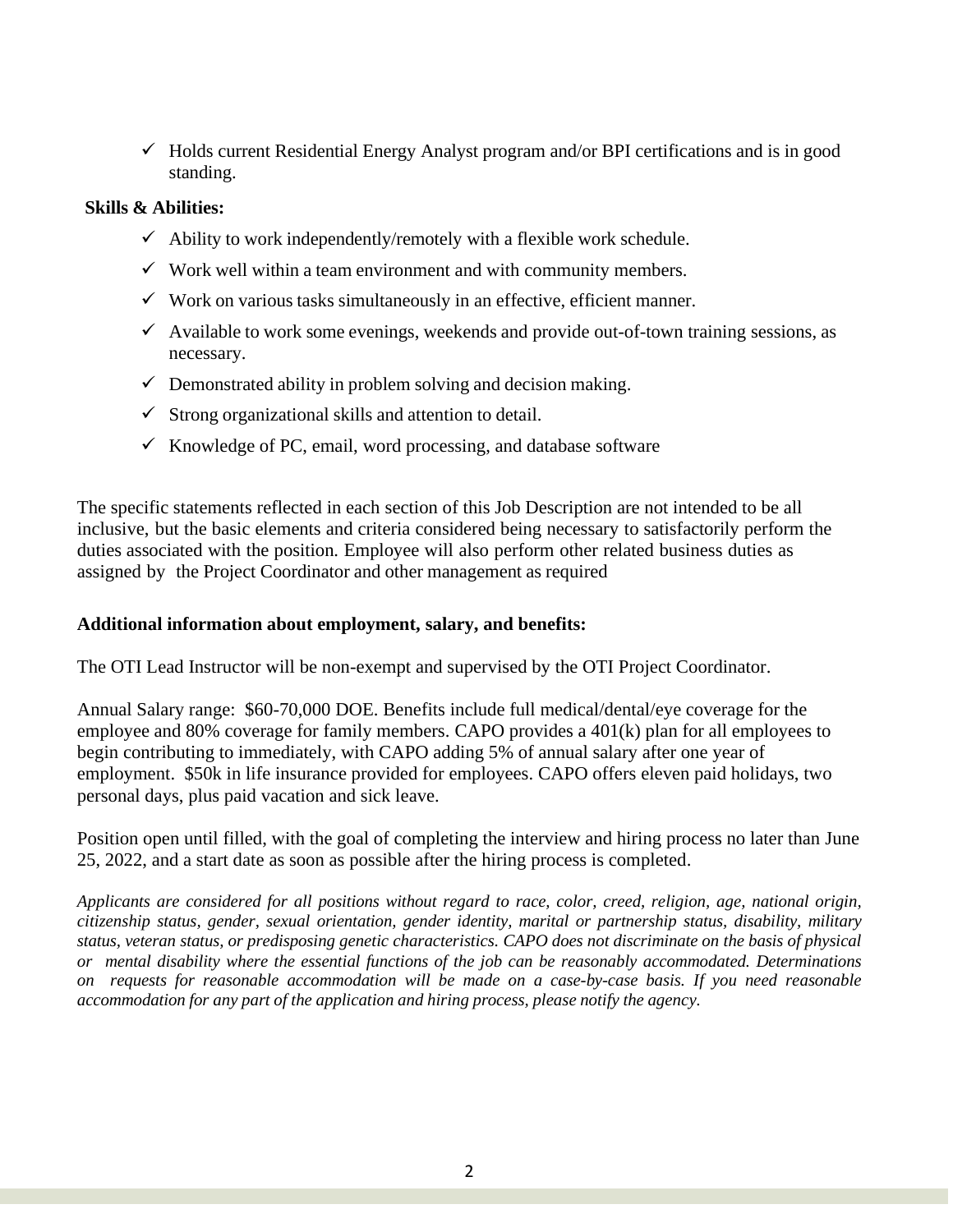- ✓ Holds current Residential Energy Analyst program and/or BPI certifications and is in good standing.

**Skills & Abilities:**

- ✓ Ability to work independently/remotely with a flexible work schedule.
- ✓ Work well within a team environment and with community members.
- ✓ Work on various tasks simultaneously in an effective, efficient manner.
- ✓ Available to work some evenings, weekends and provide out-of-town training sessions, as necessary.
- ✓ Demonstrated ability in problem solving and decision making.
- ✓ Strong organizational skills and attention to detail.
- ✓ Knowledge of PC, email, word processing, and database software

The specific statements reflected in each section of this Job Description are not intended to be all inclusive, but the basic elements and criteria considered being necessary to satisfactorily perform the duties associated with the position. Employee will also perform other related business duties as assigned by the Project Coordinator and other management as required

**Additional information about employment, salary, and benefits:**

The OTI Lead Instructor will be non-exempt and supervised by the OTI Project Coordinator.

Annual Salary range: $60-70,000 DOE. Benefits include full medical/dental/eye coverage for the employee and 80% coverage for family members. CAPO provides a 401(k) plan for all employees to begin contributing to immediately, with CAPO adding 5% of annual salary after one year of employment. $50k in life insurance provided for employees. CAPO offers eleven paid holidays, two personal days, plus paid vacation and sick leave.

Position open until filled, with the goal of completing the interview and hiring process no later than June 25, 2022, and a start date as soon as possible after the hiring process is completed.

*Applicants are considered for all positions without regard to race, color, creed, religion, age, national origin, citizenship status, gender, sexual orientation, gender identity, marital or partnership status, disability, military status, veteran status, or predisposing genetic characteristics. CAPO does not discriminate on the basis of physical or mental disability where the essential functions of the job can be reasonably accommodated. Determinations on requests for reasonable accommodation will be made on a case-by-case basis. If you need reasonable accommodation for any part of the application and hiring process, please notify the agency.*